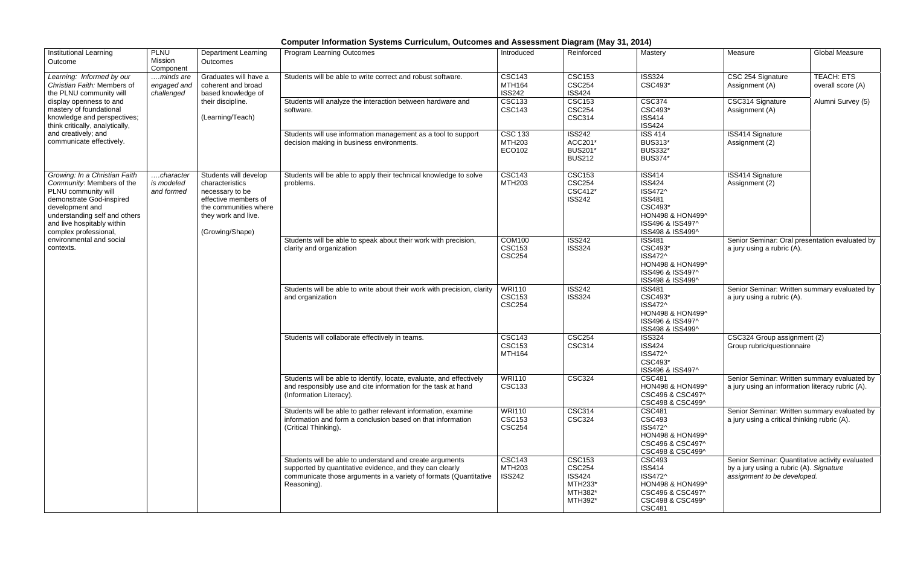# Computer Information Systems Curriculum, Outcomes and Assessment Diagram (May 31, 2014)

| Institutional Learning Outcome | PLNU Mission Component | Department Learning Outcomes | Program Learning Outcomes | Introduced | Reinforced | Mastery | Measure | Global Measure |
|---|---|---|---|---|---|---|---|---|
| *Learning: Informed by our Christian Faith:* Members of the PLNU community will display openness to and mastery of foundational knowledge and perspectives; think critically, analytically, and creatively; and communicate effectively. | *….minds are engaged and challenged* | Graduates will have a coherent and broad based knowledge of their discipline. (Learning/Teach) | Students will be able to write correct and robust software. | CSC143 MTH164 ISS242 | CSC153 CSC254 ISS424 | ISS324 CSC493* | CSC 254 Signature Assignment (A) | TEACH: ETS overall score (A) Alumni Survey (5) |
| | | | Students will analyze the interaction between hardware and software. | CSC133 CSC143 | CSC153 CSC254 CSC314 | CSC374 CSC493* ISS414 ISS424 | CSC314 Signature Assignment (A) | |
| | | | Students will use information management as a tool to support decision making in business environments. | CSC 133 MTH203 ECO102 | ISS242 ACC201* BUS201* BUS212 | ISS 414 BUS313* BUS332* BUS374* | ISS414 Signature Assignment (2) | |
| *Growing: In a Christian Faith Community:* Members of the PLNU community will demonstrate God-inspired development and understanding self and others and live hospitably within complex professional, environmental and social contexts. | *….character is modeled and formed* | Students will develop characteristics necessary to be effective members of the communities where they work and live. (Growing/Shape) | Students will be able to apply their technical knowledge to solve problems. | CSC143 MTH203 | CSC153 CSC254 CSC412* ISS242 | ISS414 ISS424 ISS472^ ISS481 CSC493* HON498 & HON499^ ISS496 & ISS497^ ISS498 & ISS499^ | ISS414 Signature Assignment (2) | |
| | | | Students will be able to speak about their work with precision, clarity and organization | COM100 CSC153 CSC254 | ISS242 ISS324 | ISS481 CSC493* ISS472^ HON498 & HON499^ ISS496 & ISS497^ ISS498 & ISS499^ | Senior Seminar: Oral presentation evaluated by a jury using a rubric (A). | |
| | | | Students will be able to write about their work with precision, clarity and organization | WRI110 CSC153 CSC254 | ISS242 ISS324 | ISS481 CSC493* ISS472^ HON498 & HON499^ ISS496 & ISS497^ ISS498 & ISS499^ | Senior Seminar: Written summary evaluated by a jury using a rubric (A). | |
| | | | Students will collaborate effectively in teams. | CSC143 CSC153 MTH164 | CSC254 CSC314 | ISS324 ISS424 ISS472^ CSC493* ISS496 & ISS497^ | CSC324 Group assignment (2) Group rubric/questionnaire | |
| | | | Students will be able to identify, locate, evaluate, and effectively and responsibly use and cite information for the task at hand (Information Literacy). | WRI110 CSC133 | CSC324 | CSC481 HON498 & HON499^ CSC496 & CSC497^ CSC498 & CSC499^ | Senior Seminar: Written summary evaluated by a jury using an information literacy rubric (A). | |
| | | | Students will be able to gather relevant information, examine information and form a conclusion based on that information (Critical Thinking). | WRI110 CSC153 CSC254 | CSC314 CSC324 | CSC481 CSC493 ISS472^ HON498 & HON499^ CSC496 & CSC497^ CSC498 & CSC499^ | Senior Seminar: Written summary evaluated by a jury using a critical thinking rubric (A). | |
| | | | Students will be able to understand and create arguments supported by quantitative evidence, and they can clearly communicate those arguments in a variety of formats (Quantitative Reasoning). | CSC143 MTH203 ISS242 | CSC153 CSC254 ISS424 MTH233* MTH382* MTH392* | CSC493 ISS414 ISS472^ HON498 & HON499^ CSC496 & CSC497^ CSC498 & CSC499^ CSC481 | Senior Seminar: Quantitative activity evaluated by a jury using a rubric (A). *Signature assignment to be developed.* | |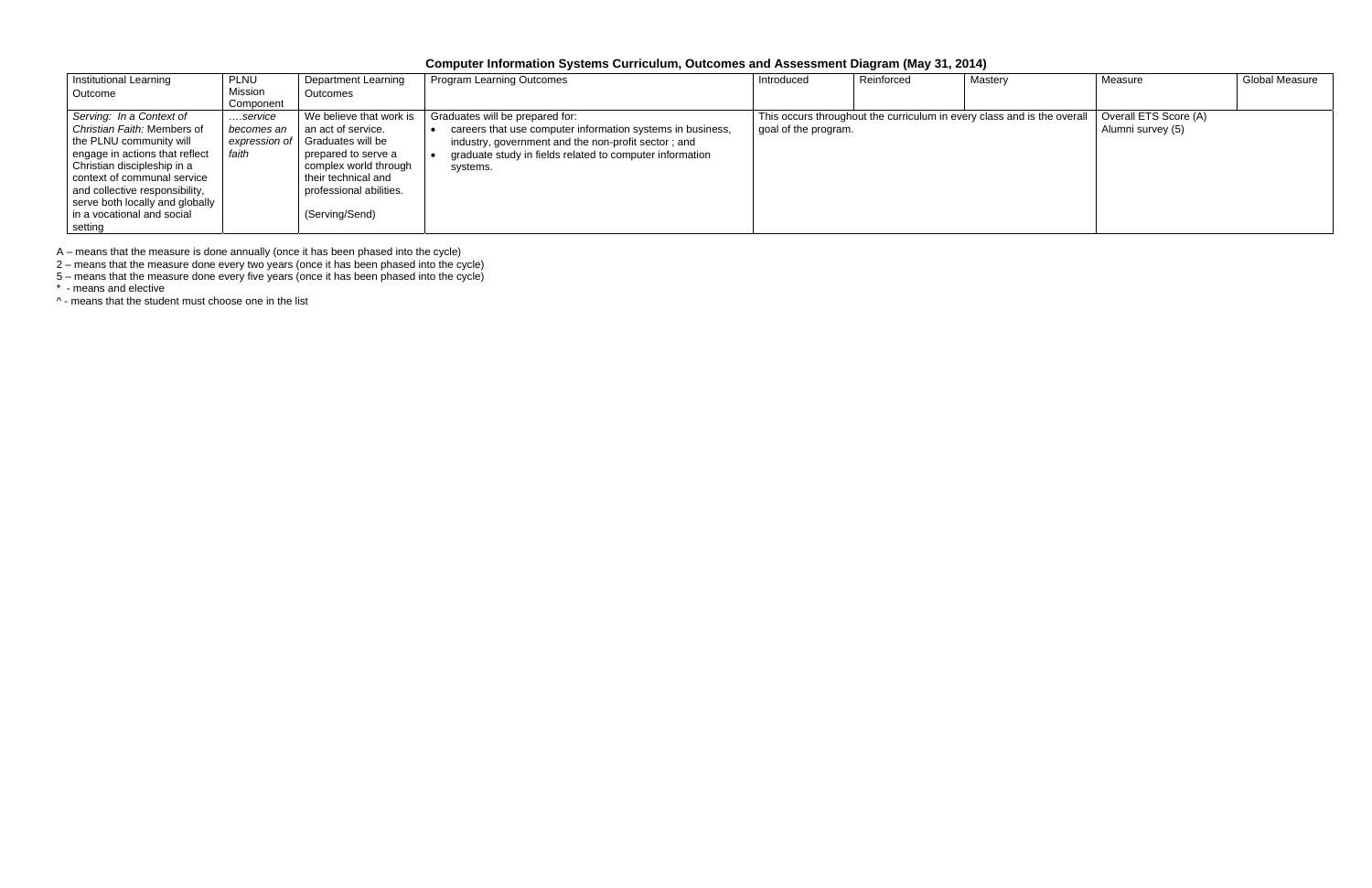**Computer Information Systems Curriculum, Outcomes and Assessment Diagram (May 31, 2014)**

| Institutional Learning Outcome | PLNU Mission Component | Department Learning Outcomes | Program Learning Outcomes | Introduced | Reinforced | Mastery | Measure | Global Measure |
|---|---|---|---|---|---|---|---|---|
| *Serving: In a Context of Christian Faith:* Members of the PLNU community will engage in actions that reflect Christian discipleship in a context of communal service and collective responsibility, serve both locally and globally in a vocational and social setting | *….service becomes an expression of faith* | We believe that work is an act of service. Graduates will be prepared to serve a complex world through their technical and professional abilities.<br><br>(Serving/Send) | Graduates will be prepared for:<br>• careers that use computer information systems in business, industry, government and the non-profit sector ; and<br>• graduate study in fields related to computer information systems. | This occurs throughout the curriculum in every class and is the overall goal of the program. | | | Overall ETS Score (A)<br>Alumni survey (5) | |

A – means that the measure is done annually (once it has been phased into the cycle)
2 – means that the measure done every two years (once it has been phased into the cycle)
5 – means that the measure done every five years (once it has been phased into the cycle)
* - means and elective
^ - means that the student must choose one in the list